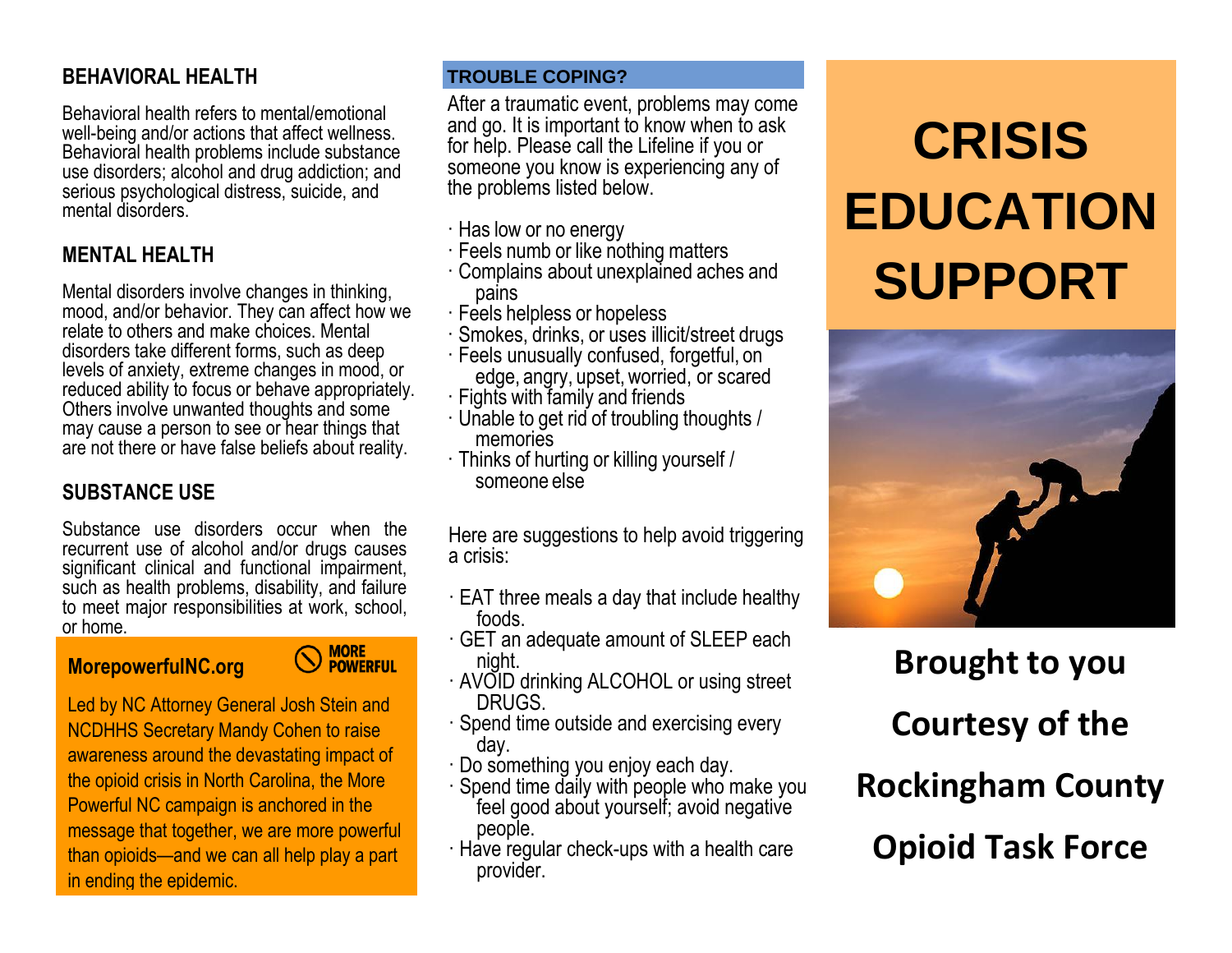## BEHAVIORAL HEALTH

Behavioral health refers to mental/emotional well-being and/or actions that affect wellness. Behavioral health problems include substance use disorders; alcohol and drug addiction; and serious psychological distress, suicide, and mental disorders.

## MENTAL HEALTH

Mental disorders involve changes in thinking, mood, and/or behavior. They can affect how we relate to others and make choices. Mental disorders take different forms, such as deep levels of anxiety, extreme changes in mood, or reduced ability to focus or behave appropriately. Others involve unwanted thoughts and some may cause a person to see or hear things that are not there or have false beliefs about reality.

## SUBSTANCE USE

Substance use disorders occur when the recurrent use of alcohol and/or drugs causes significant clinical and functional impairment, such as health problems, disability, and failure to meet major responsibilities at work, school, or home.

**MorepowerfulNC.org**

MORE POWERFUL

Led by NC Attorney General Josh Stein and NCDHHS Secretary Mandy Cohen to raise awareness around the devastating impact of the opioid crisis in North Carolina, the More Powerful NC campaign is anchored in the message that together, we are more powerful than opioids—and we can all help play a part in ending the epidemic.

## TROUBLE COPING?

After a traumatic event, problems may come and go. It is important to know when to ask for help. Please call the Lifeline if you or someone you know is experiencing any of the problems listed below.

- Has low or no energy
- Feels numb or like nothing matters
- Complains about unexplained aches and pains
- Feels helpless or hopeless
- Smokes, drinks, or uses illicit/street drugs
- Feels unusually confused, forgetful, on edge, angry, upset, worried, or scared
- Fights with family and friends
- Unable to get rid of troubling thoughts / memories
- Thinks of hurting or killing yourself / someone else

Here are suggestions to help avoid triggering a crisis:

- EAT three meals a day that include healthy foods.
- GET an adequate amount of SLEEP each night.
- AVOID drinking ALCOHOL or using street DRUGS.
- Spend time outside and exercising every day.
- Do something you enjoy each day.
- Spend time daily with people who make you feel good about yourself; avoid negative people.
- Have regular check-ups with a health care provider.

# CRISIS EDUCATION SUPPORT

**Brought to you Courtesy of the Rockingham County Opioid Task Force**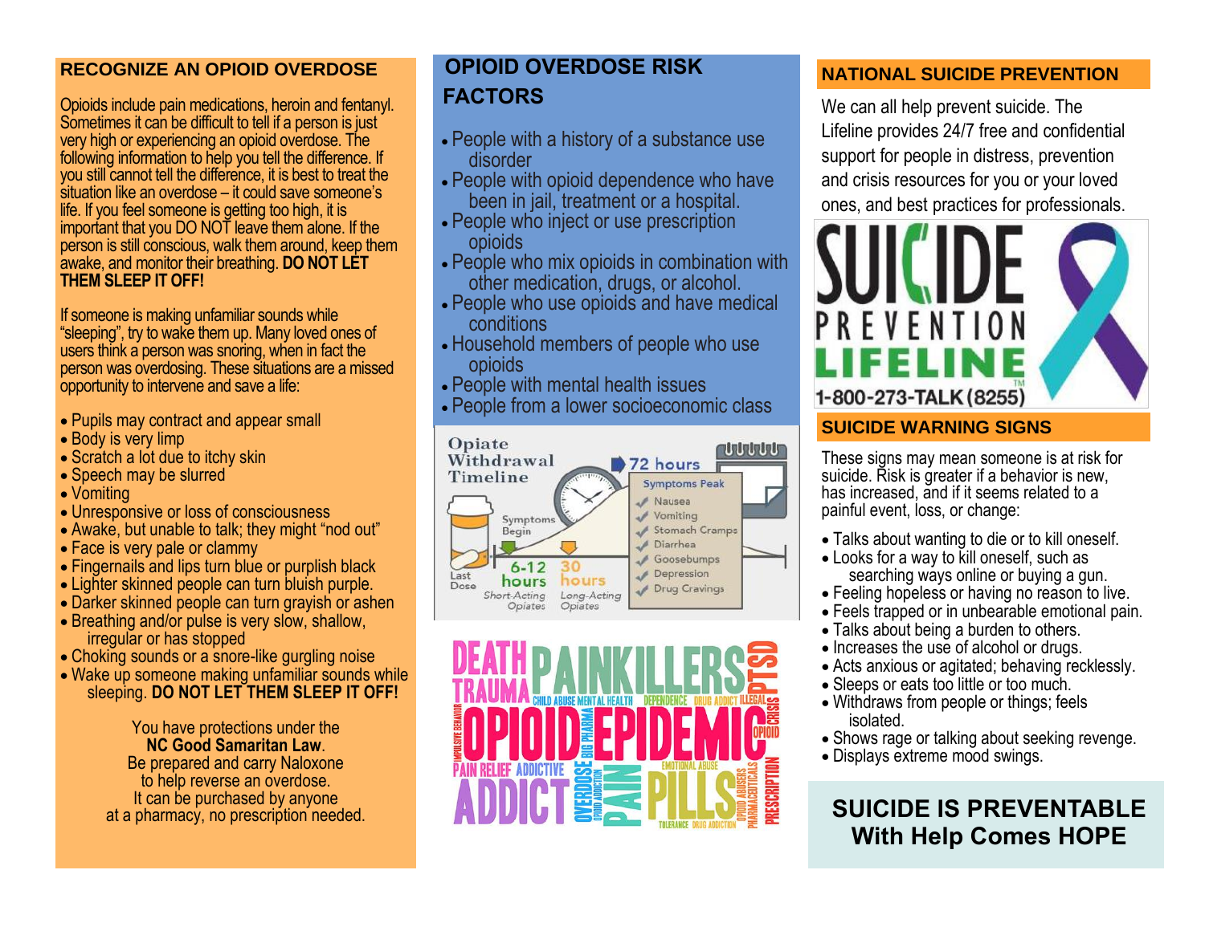## RECOGNIZE AN OPIOID OVERDOSE

Opioids include pain medications, heroin and fentanyl. Sometimes it can be difficult to tell if a person is just very high or experiencing an opioid overdose. The following information to help you tell the difference. If you still cannot tell the difference, it is best to treat the situation like an overdose – it could save someone's life. If you feel someone is getting too high, it is important that you DO NOT leave them alone. If the person is still conscious, walk them around, keep them awake, and monitor their breathing. **DO NOT LET THEM SLEEP IT OFF!**

If someone is making unfamiliar sounds while "sleeping", try to wake them up. Many loved ones of users think a person was snoring, when in fact the person was overdosing. These situations are a missed opportunity to intervene and save a life:

- Pupils may contract and appear small
- Body is very limp
- Scratch a lot due to itchy skin
- Speech may be slurred
- Vomiting
- Unresponsive or loss of consciousness
- Awake, but unable to talk; they might "nod out"
- Face is very pale or clammy
- Fingernails and lips turn blue or purplish black
- Lighter skinned people can turn bluish purple.
- Darker skinned people can turn grayish or ashen
- Breathing and/or pulse is very slow, shallow, irregular or has stopped
- Choking sounds or a snore-like gurgling noise
- Wake up someone making unfamiliar sounds while sleeping. **DO NOT LET THEM SLEEP IT OFF!**

You have protections under the **NC Good Samaritan Law**.
Be prepared and carry Naloxone to help reverse an overdose.
It can be purchased by anyone at a pharmacy, no prescription needed.

## OPIOID OVERDOSE RISK FACTORS

- People with a history of a substance use disorder
- People with opioid dependence who have been in jail, treatment or a hospital.
- People who inject or use prescription opioids
- People who mix opioids in combination with other medication, drugs, or alcohol.
- People who use opioids and have medical conditions
- Household members of people who use opioids
- People with mental health issues
- People from a lower socioeconomic class

Opiate Withdrawal Timeline

Last Dose

Symptoms Begin

6-12 hours Short-Acting Opiates

30 hours Long-Acting Opiates

72 hours

Symptoms Peak
- Nausea
- Vomiting
- Stomach Cramps
- Diarrhea
- Goosebumps
- Depression
- Drug Cravings

## NATIONAL SUICIDE PREVENTION

We can all help prevent suicide. The Lifeline provides 24/7 free and confidential support for people in distress, prevention and crisis resources for you or your loved ones, and best practices for professionals.

SUICIDE PREVENTION LIFELINE
1-800-273-TALK (8255)

## SUICIDE WARNING SIGNS

These signs may mean someone is at risk for suicide. Risk is greater if a behavior is new, has increased, and if it seems related to a painful event, loss, or change:

- Talks about wanting to die or to kill oneself.
- Looks for a way to kill oneself, such as searching ways online or buying a gun.
- Feeling hopeless or having no reason to live.
- Feels trapped or in unbearable emotional pain.
- Talks about being a burden to others.
- Increases the use of alcohol or drugs.
- Acts anxious or agitated; behaving recklessly.
- Sleeps or eats too little or too much.
- Withdraws from people or things; feels isolated.
- Shows rage or talking about seeking revenge.
- Displays extreme mood swings.

**SUICIDE IS PREVENTABLE**
**With Help Comes HOPE**